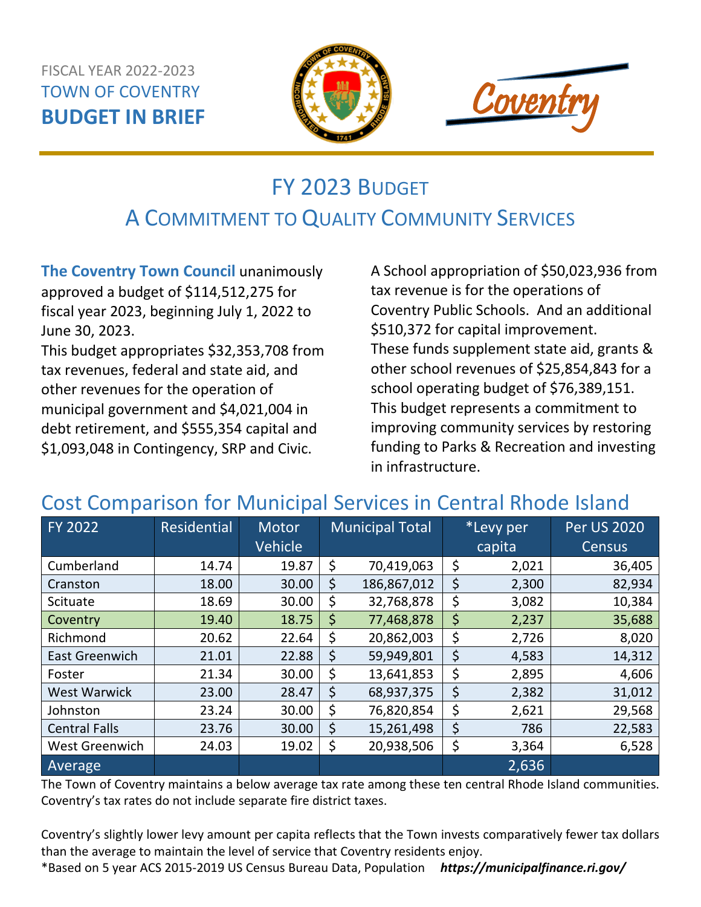FISCAL YEAR 2022-2023
TOWN OF COVENTRY
**BUDGET IN BRIEF**

Coventry

# FY 2023 Budget

## A Commitment to Quality Community Services

**The Coventry Town Council** unanimously approved a budget of $114,512,275 for fiscal year 2023, beginning July 1, 2022 to June 30, 2023.

This budget appropriates $32,353,708 from tax revenues, federal and state aid, and other revenues for the operation of municipal government and $4,021,004 in debt retirement, and $555,354 capital and $1,093,048 in Contingency, SRP and Civic.

A School appropriation of $50,023,936 from tax revenue is for the operations of Coventry Public Schools. And an additional $510,372 for capital improvement. These funds supplement state aid, grants & other school revenues of $25,854,843 for a school operating budget of $76,389,151. This budget represents a commitment to improving community services by restoring funding to Parks & Recreation and investing in infrastructure.

## Cost Comparison for Municipal Services in Central Rhode Island

| FY 2022 | Residential | Motor Vehicle | Municipal Total | *Levy per capita | Per US 2020 Census |
|---|---|---|---|---|---|
| Cumberland | 14.74 | 19.87 | $ 70,419,063 | $ 2,021 | 36,405 |
| Cranston | 18.00 | 30.00 | $ 186,867,012 | $ 2,300 | 82,934 |
| Scituate | 18.69 | 30.00 | $ 32,768,878 | $ 3,082 | 10,384 |
| Coventry | 19.40 | 18.75 | $ 77,468,878 | $ 2,237 | 35,688 |
| Richmond | 20.62 | 22.64 | $ 20,862,003 | $ 2,726 | 8,020 |
| East Greenwich | 21.01 | 22.88 | $ 59,949,801 | $ 4,583 | 14,312 |
| Foster | 21.34 | 30.00 | $ 13,641,853 | $ 2,895 | 4,606 |
| West Warwick | 23.00 | 28.47 | $ 68,937,375 | $ 2,382 | 31,012 |
| Johnston | 23.24 | 30.00 | $ 76,820,854 | $ 2,621 | 29,568 |
| Central Falls | 23.76 | 30.00 | $ 15,261,498 | $ 786 | 22,583 |
| West Greenwich | 24.03 | 19.02 | $ 20,938,506 | $ 3,364 | 6,528 |
| Average | | | | 2,636 | |

The Town of Coventry maintains a below average tax rate among these ten central Rhode Island communities. Coventry's tax rates do not include separate fire district taxes.

Coventry's slightly lower levy amount per capita reflects that the Town invests comparatively fewer tax dollars than the average to maintain the level of service that Coventry residents enjoy.

*Based on 5 year ACS 2015-2019 US Census Bureau Data, Population ***https://municipalfinance.ri.gov/***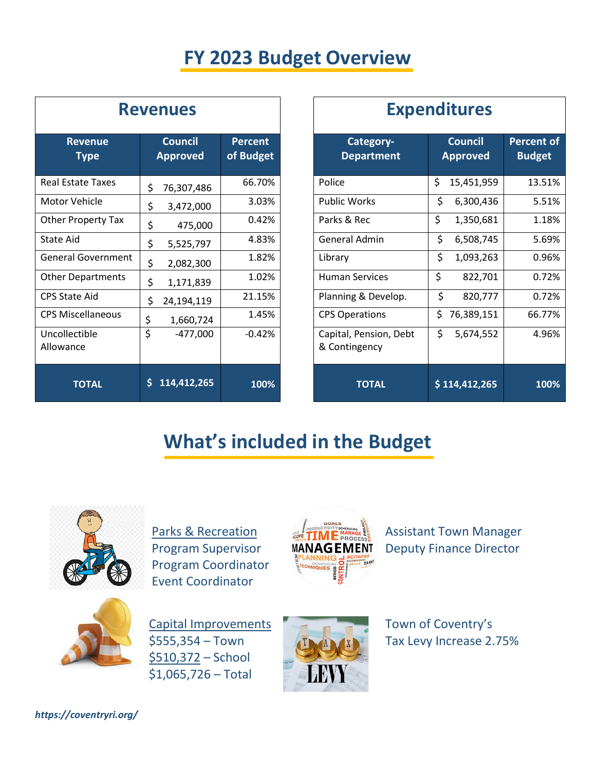# FY 2023 Budget Overview

## Revenues

| Revenue Type | Council Approved | Percent of Budget |
|---|---|---|
| Real Estate Taxes | $ 76,307,486 | 66.70% |
| Motor Vehicle | $ 3,472,000 | 3.03% |
| Other Property Tax | $ 475,000 | 0.42% |
| State Aid | $ 5,525,797 | 4.83% |
| General Government | $ 2,082,300 | 1.82% |
| Other Departments | $ 1,171,839 | 1.02% |
| CPS State Aid | $ 24,194,119 | 21.15% |
| CPS Miscellaneous | $ 1,660,724 | 1.45% |
| Uncollectible Allowance | $ -477,000 | -0.42% |
| **TOTAL** | **$ 114,412,265** | **100%** |

## Expenditures

| Category-Department | Council Approved | Percent of Budget |
|---|---|---|
| Police | $ 15,451,959 | 13.51% |
| Public Works | $ 6,300,436 | 5.51% |
| Parks & Rec | $ 1,350,681 | 1.18% |
| General Admin | $ 6,508,745 | 5.69% |
| Library | $ 1,093,263 | 0.96% |
| Human Services | $ 822,701 | 0.72% |
| Planning & Develop. | $ 820,777 | 0.72% |
| CPS Operations | $ 76,389,151 | 66.77% |
| Capital, Pension, Debt & Contingency | $ 5,674,552 | 4.96% |
| **TOTAL** | **$ 114,412,265** | **100%** |

# What's included in the Budget

Parks & Recreation
Program Supervisor
Program Coordinator
Event Coordinator

Assistant Town Manager
Deputy Finance Director

Capital Improvements
$555,354 – Town
$510,372 – School
$1,065,726 – Total

Town of Coventry's
Tax Levy Increase 2.75%

*https://coventryri.org/*